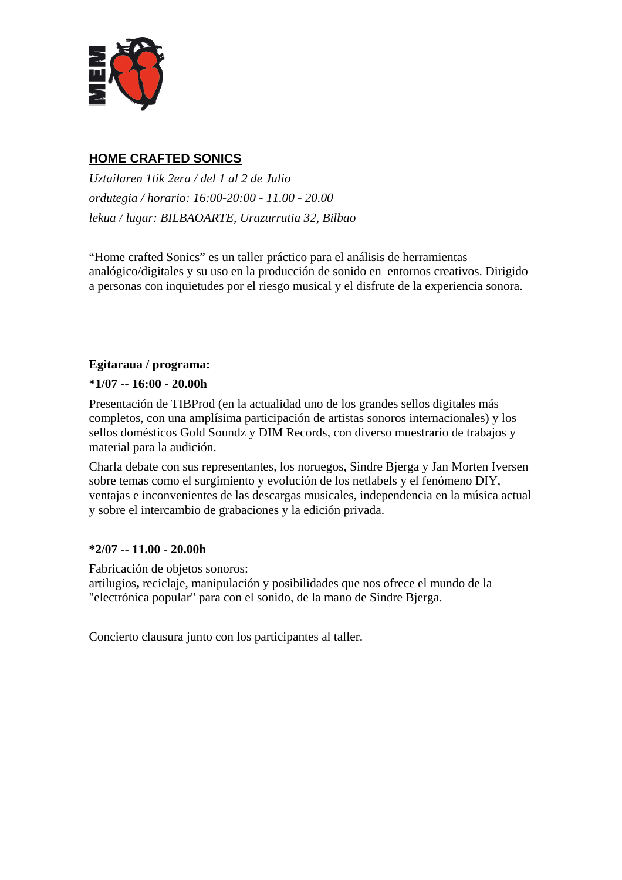## HOME CRAFTED SONICS

*Uztailaren 1tik 2era / del 1 al 2 de Julio*

*ordutegia / horario: 16:00-20:00 - 11.00 - 20.00*

*lekua / lugar: BILBAOARTE, Urazurrutia 32, Bilbao*

“Home crafted Sonics” es un taller práctico para el análisis de herramientas analógico/digitales y su uso en la producción de sonido en entornos creativos. Dirigido a personas con inquietudes por el riesgo musical y el disfrute de la experiencia sonora.

**Egitaraua / programa:**

**\*1/07 -- 16:00 - 20.00h**

Presentación de TIBProd (en la actualidad uno de los grandes sellos digitales más completos, con una amplísima participación de artistas sonoros internacionales) y los sellos domésticos Gold Soundz y DIM Records, con diverso muestrario de trabajos y material para la audición.

Charla debate con sus representantes, los noruegos, Sindre Bjerga y Jan Morten Iversen sobre temas como el surgimiento y evolución de los netlabels y el fenómeno DIY, ventajas e inconvenientes de las descargas musicales, independencia en la música actual y sobre el intercambio de grabaciones y la edición privada.

**\*2/07 -- 11.00 - 20.00h**

Fabricación de objetos sonoros:
artilugios**,** reciclaje, manipulación y posibilidades que nos ofrece el mundo de la "electrónica popular" para con el sonido, de la mano de Sindre Bjerga.

Concierto clausura junto con los participantes al taller.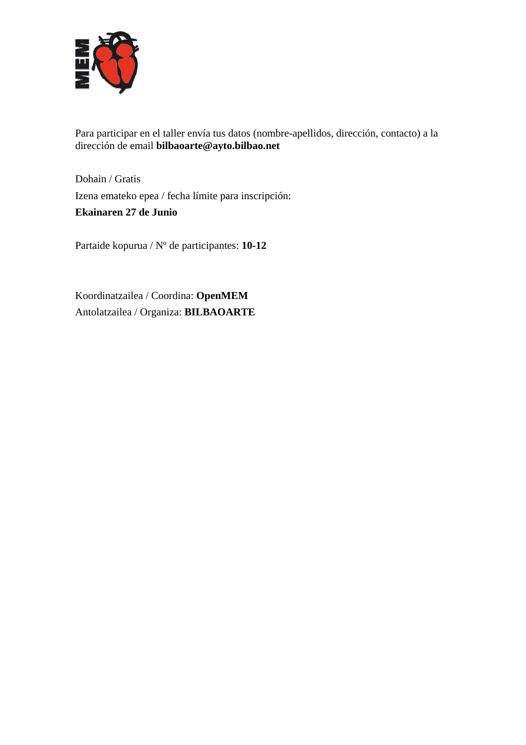Para participar en el taller envía tus datos (nombre-apellidos, dirección, contacto) a la dirección de email **bilbaoarte@ayto.bilbao.net**

Dohain / Gratis

Izena emateko epea / fecha límite para inscripción:

**Ekainaren 27 de Junio**

Partaide kopurua / Nº de participantes: **10-12**

Koordinatzailea / Coordina: **OpenMEM**

Antolatzailea / Organiza: **BILBAOARTE**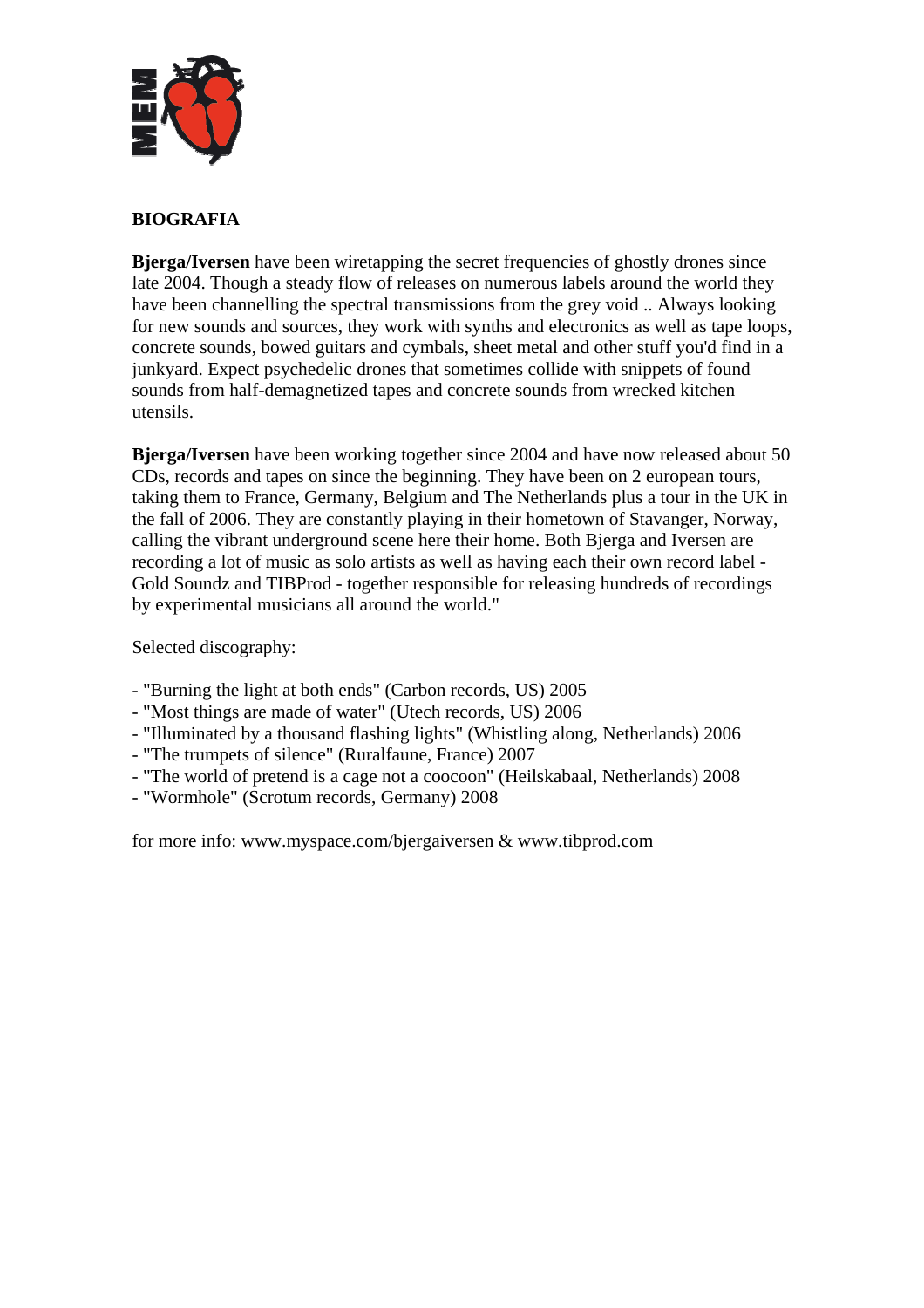**BIOGRAFIA**

**Bjerga/Iversen** have been wiretapping the secret frequencies of ghostly drones since late 2004. Though a steady flow of releases on numerous labels around the world they have been channelling the spectral transmissions from the grey void .. Always looking for new sounds and sources, they work with synths and electronics as well as tape loops, concrete sounds, bowed guitars and cymbals, sheet metal and other stuff you'd find in a junkyard. Expect psychedelic drones that sometimes collide with snippets of found sounds from half-demagnetized tapes and concrete sounds from wrecked kitchen utensils.

**Bjerga/Iversen** have been working together since 2004 and have now released about 50 CDs, records and tapes on since the beginning. They have been on 2 european tours, taking them to France, Germany, Belgium and The Netherlands plus a tour in the UK in the fall of 2006. They are constantly playing in their hometown of Stavanger, Norway, calling the vibrant underground scene here their home. Both Bjerga and Iversen are recording a lot of music as solo artists as well as having each their own record label - Gold Soundz and TIBProd - together responsible for releasing hundreds of recordings by experimental musicians all around the world."

Selected discography:

- "Burning the light at both ends" (Carbon records, US) 2005
- "Most things are made of water" (Utech records, US) 2006
- "Illuminated by a thousand flashing lights" (Whistling along, Netherlands) 2006
- "The trumpets of silence" (Ruralfaune, France) 2007
- "The world of pretend is a cage not a coocoon" (Heilskabaal, Netherlands) 2008
- "Wormhole" (Scrotum records, Germany) 2008

for more info: www.myspace.com/bjergaiversen & www.tibprod.com